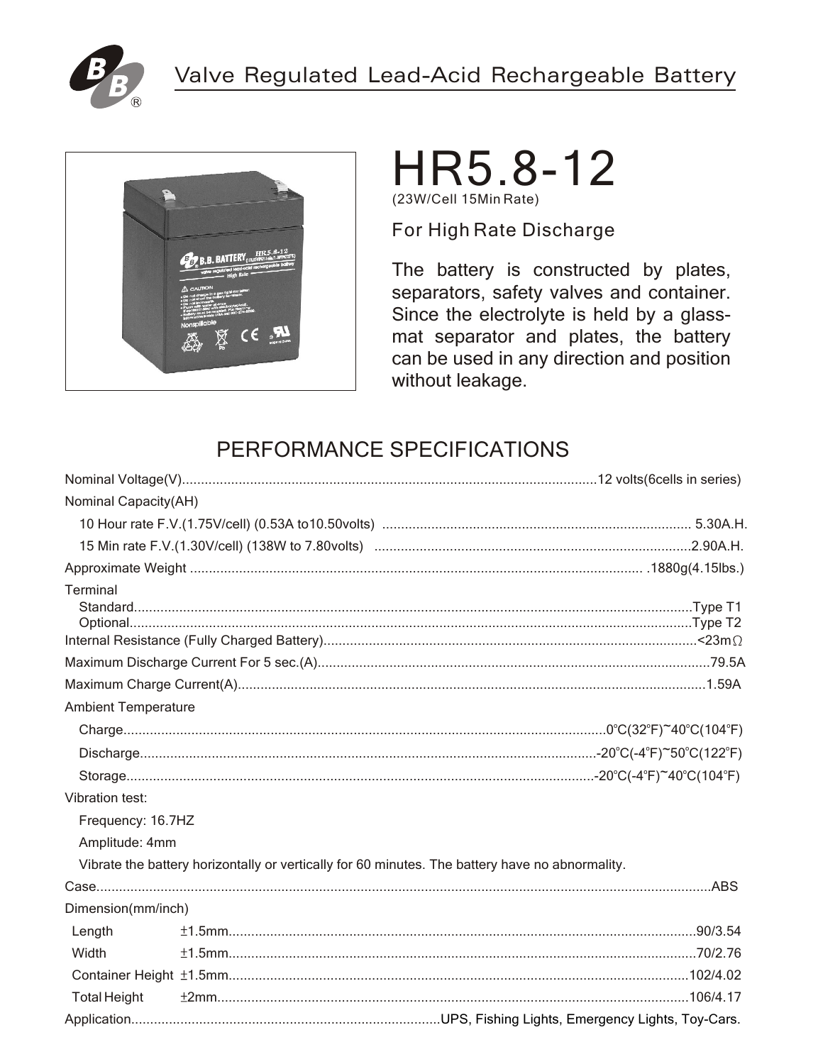Valve Regulated Lead-Acid Rechargeable Battery

# HR5.8-12

(23W/Cell 15Min Rate)

For High Rate Discharge

The battery is constructed by plates, separators, safety valves and container. Since the electrolyte is held by a glass-mat separator and plates, the battery can be used in any direction and position without leakage.

## PERFORMANCE SPECIFICATIONS

Nominal Voltage(V)............................................12 volts(6cells in series)

Nominal Capacity(AH)

- 10 Hour rate F.V.(1.75V/cell) (0.53A to10.50volts) ............................................ 5.30A.H.
- 15 Min rate F.V.(1.30V/cell) (138W to 7.80volts) ............................................2.90A.H.

Approximate Weight ............................................ .1880g(4.15lbs.)

Terminal

- Standard............................................Type T1
- Optional............................................Type T2

Internal Resistance (Fully Charged Battery)............................................<23mΩ

Maximum Discharge Current For 5 sec.(A)............................................79.5A

Maximum Charge Current(A)............................................1.59A

Ambient Temperature

- Charge............................................0°C(32°F)~40°C(104°F)
- Discharge............................................-20°C(-4°F)~50°C(122°F)
- Storage............................................-20°C(-4°F)~40°C(104°F)

Vibration test:

- Frequency: 16.7HZ
- Amplitude: 4mm
- Vibrate the battery horizontally or vertically for 60 minutes. The battery have no abnormality.

Case............................................ABS

Dimension(mm/inch)

| | | |
|---|---|---|
| Length | ±1.5mm | 90/3.54 |
| Width | ±1.5mm | 70/2.76 |
| Container Height | ±1.5mm | 102/4.02 |
| Total Height | ±2mm | 106/4.17 |

Application............................................UPS, Fishing Lights, Emergency Lights, Toy-Cars.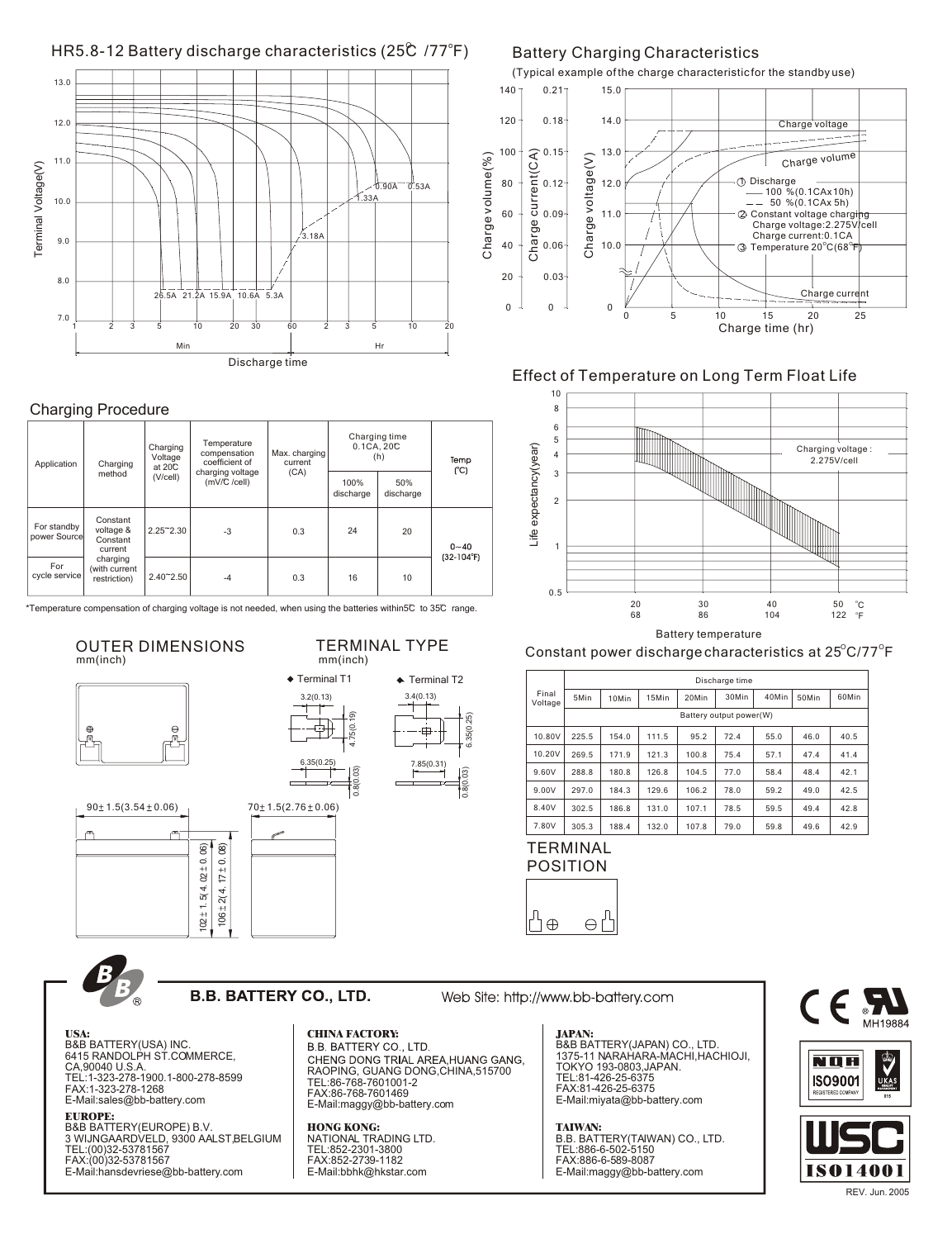## HR5.8-12 Battery discharge characteristics (25°C /77°F)

Terminal Voltage(V)

13.0
12.0
11.0
10.0
9.0
8.0
7.0

0.90A 0.53A
1.33A
3.18A
26.5A 21.2A 15.9A 10.6A 5.3A

1 2 3 5 10 20 30 60 2 3 5 10 20

Min Hr

Discharge time

## Battery Charging Characteristics

(Typical example of the charge characteristic for the standby use)

Charge volume(%) 140 120 100 80 60 40 20 0

Charge current(CA) 0.21 0.18 0.15 0.12 0.09 0.06 0.03 0

Charge voltage(V) 15.0 14.0 13.0 12.0 11.0 10.0 0

Charge voltage

Charge volume

① Discharge
—— 100 %(0.1CAx10h)
– – 50 %(0.1CAx 5h)
② Constant voltage charging
Charge voltage:2.275V/cell
Charge current:0.1CA
③ Temperature 20°C(68°F)

Charge current

0 5 10 15 20 25

Charge time (hr)

## Effect of Temperature on Long Term Float Life

Life expectancy(year)

10 8 6 5 4 3 2 1 0.5

Charging voltage : 2.275V/cell

20 30 40 50 °C
68 86 104 122 °F

Battery temperature

## Charging Procedure

| Application | Charging method | Charging Voltage at 20C (V/cell) | Temperature compensation coefficient of charging voltage (mV/C /cell) | Max. charging current (CA) | Charging time 0.1CA, 20C (h) | | Temp (°C) |
|---|---|---|---|---|---|---|---|
| | | | | | 100% discharge | 50% discharge | |
| For standby power Source | Constant voltage & Constant current charging (with current restriction) | 2.25~2.30 | -3 | 0.3 | 24 | 20 | 0~40 (32-104°F) |
| For cycle service | | 2.40~2.50 | -4 | 0.3 | 16 | 10 | |

*Temperature compensation of charging voltage is not needed, when using the batteries within5C to 35C range.

## Constant power discharge characteristics at 25°C/77°F

| Final Voltage | Discharge time | | | | | | | |
|---|---|---|---|---|---|---|---|---|
| | 5Min | 10Min | 15Min | 20Min | 30Min | 40Min | 50Min | 60Min |
| | Battery output power(W) | | | | | | | |
| 10.80V | 225.5 | 154.0 | 111.5 | 95.2 | 72.4 | 55.0 | 46.0 | 40.5 |
| 10.20V | 269.5 | 171.9 | 121.3 | 100.8 | 75.4 | 57.1 | 47.4 | 41.4 |
| 9.60V | 288.8 | 180.8 | 126.8 | 104.5 | 77.0 | 58.4 | 48.4 | 42.1 |
| 9.00V | 297.0 | 184.3 | 129.6 | 106.2 | 78.0 | 59.2 | 49.0 | 42.5 |
| 8.40V | 302.5 | 186.8 | 131.0 | 107.1 | 78.5 | 59.5 | 49.4 | 42.8 |
| 7.80V | 305.3 | 188.4 | 132.0 | 107.8 | 79.0 | 59.8 | 49.6 | 42.9 |

## OUTER DIMENSIONS

mm(inch)

90±1.5(3.54±0.06)
70±1.5(2.76±0.06)
102±1.5(4.02±0.06)
106±2(4.17±0.08)

## TERMINAL TYPE

mm(inch)

◆ Terminal T1
3.2(0.13)
4.75(0.19)
6.35(0.25)
0.8(0.03)

◆ Terminal T2
3.4(0.13)
6.35(0.25)
7.85(0.31)
0.8(0.03)

## TERMINAL POSITION

⊕ ⊖

---

**B.B. BATTERY CO., LTD.** Web Site: http://www.bb-battery.com

**USA:**
B&B BATTERY(USA) INC.
6415 RANDOLPH ST.COMMERCE,
CA,90040 U.S.A.
TEL:1-323-278-1900.1-800-278-8599
FAX:1-323-278-1268
E-Mail:sales@bb-battery.com

**EUROPE:**
B&B BATTERY(EUROPE) B.V.
3 WIJNGAARDVELD, 9300 AALST,BELGIUM
TEL:(00)32-53781567
FAX:(00)32-53781567
E-Mail:hansdevriese@bb-battery.com

**CHINA FACTORY:**
B.B. BATTERY CO., LTD.
CHENG DONG TRIAL AREA,HUANG GANG,
RAOPING, GUANG DONG,CHINA,515700
TEL:86-768-7601001-2
FAX:86-768-7601469
E-Mail:maggy@bb-battery.com

**HONG KONG:**
NATIONAL TRADING LTD.
TEL:852-2301-3800
FAX:852-2739-1182
E-Mail:bbhk@hkstar.com

**JAPAN:**
B&B BATTERY(JAPAN) CO., LTD.
1375-11 NARAHARA-MACHI,HACHIOJI,
TOKYO 193-0803,JAPAN.
TEL:81-426-25-6375
FAX:81-426-25-6375
E-Mail:miyata@bb-battery.com

**TAIWAN:**
B.B. BATTERY(TAIWAN) CO., LTD.
TEL:886-6-502-5150
FAX:886-6-589-8087
E-Mail:maggy@bb-battery.com

MH19884

ISO9001

ISO14001

REV. Jun. 2005